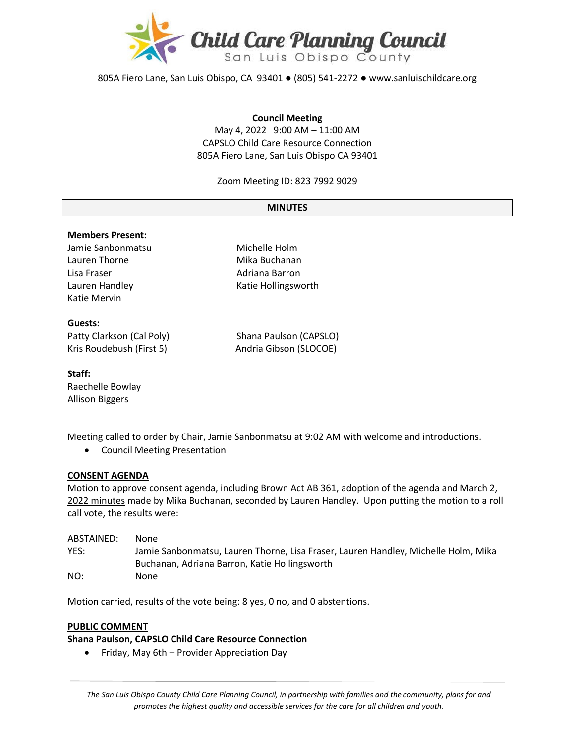# Child Care Planning Council

San Luis Obispo County

805A Fiero Lane, San Luis Obispo, CA 93401 ● (805) 541-2272 ● www.sanluischildcare.org

**Council Meeting**
May 4, 2022 9:00 AM – 11:00 AM
CAPSLO Child Care Resource Connection
805A Fiero Lane, San Luis Obispo CA 93401

Zoom Meeting ID: 823 7992 9029

## MINUTES

**Members Present:**

Jamie Sanbonmatsu
Lauren Thorne
Lisa Fraser
Lauren Handley
Katie Mervin
Michelle Holm
Mika Buchanan
Adriana Barron
Katie Hollingsworth

**Guests:**

Patty Clarkson (Cal Poly)
Kris Roudebush (First 5)
Shana Paulson (CAPSLO)
Andria Gibson (SLOCOE)

**Staff:**

Raechelle Bowlay
Allison Biggers

Meeting called to order by Chair, Jamie Sanbonmatsu at 9:02 AM with welcome and introductions.

- Council Meeting Presentation

**CONSENT AGENDA**

Motion to approve consent agenda, including Brown Act AB 361, adoption of the agenda and March 2, 2022 minutes made by Mika Buchanan, seconded by Lauren Handley. Upon putting the motion to a roll call vote, the results were:

ABSTAINED: None
YES: Jamie Sanbonmatsu, Lauren Thorne, Lisa Fraser, Lauren Handley, Michelle Holm, Mika Buchanan, Adriana Barron, Katie Hollingsworth
NO: None

Motion carried, results of the vote being: 8 yes, 0 no, and 0 abstentions.

**PUBLIC COMMENT**

**Shana Paulson, CAPSLO Child Care Resource Connection**

- Friday, May 6th – Provider Appreciation Day

*The San Luis Obispo County Child Care Planning Council, in partnership with families and the community, plans for and promotes the highest quality and accessible services for the care for all children and youth.*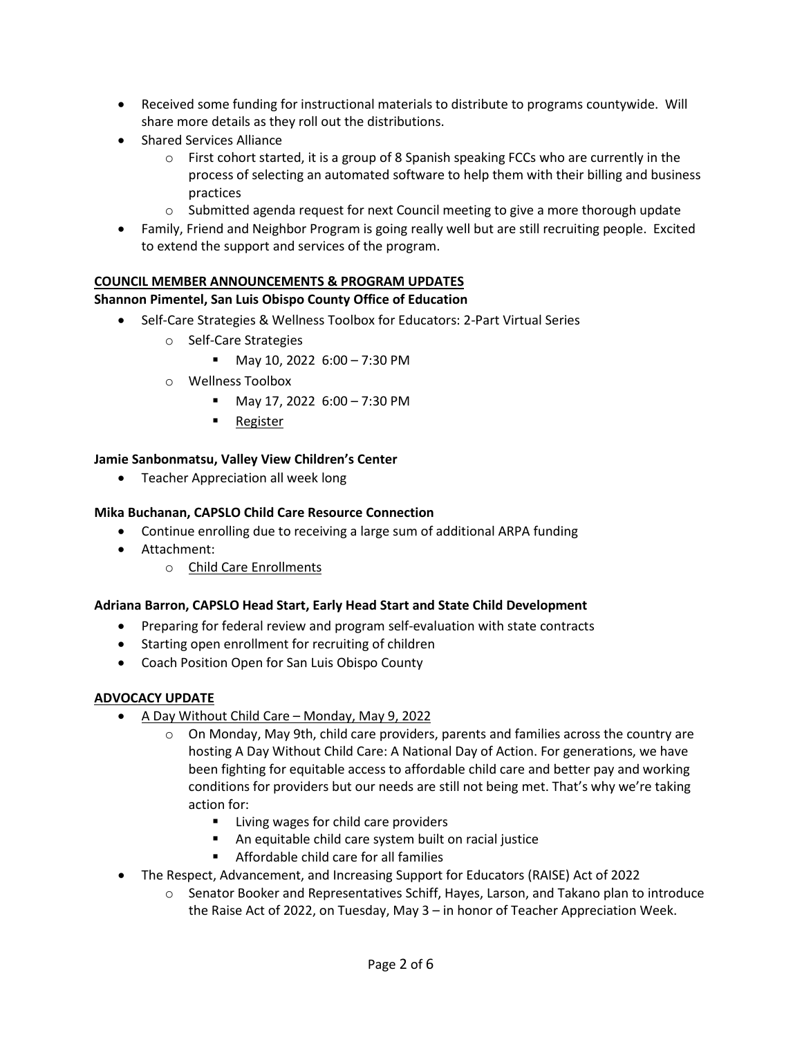- Received some funding for instructional materials to distribute to programs countywide. Will share more details as they roll out the distributions.
- Shared Services Alliance
  - First cohort started, it is a group of 8 Spanish speaking FCCs who are currently in the process of selecting an automated software to help them with their billing and business practices
  - Submitted agenda request for next Council meeting to give a more thorough update
- Family, Friend and Neighbor Program is going really well but are still recruiting people. Excited to extend the support and services of the program.

## COUNCIL MEMBER ANNOUNCEMENTS & PROGRAM UPDATES

**Shannon Pimentel, San Luis Obispo County Office of Education**

- Self-Care Strategies & Wellness Toolbox for Educators: 2-Part Virtual Series
  - Self-Care Strategies
    - May 10, 2022 6:00 – 7:30 PM
  - Wellness Toolbox
    - May 17, 2022 6:00 – 7:30 PM
    - Register

**Jamie Sanbonmatsu, Valley View Children's Center**

- Teacher Appreciation all week long

**Mika Buchanan, CAPSLO Child Care Resource Connection**

- Continue enrolling due to receiving a large sum of additional ARPA funding
- Attachment:
  - Child Care Enrollments

**Adriana Barron, CAPSLO Head Start, Early Head Start and State Child Development**

- Preparing for federal review and program self-evaluation with state contracts
- Starting open enrollment for recruiting of children
- Coach Position Open for San Luis Obispo County

## ADVOCACY UPDATE

- A Day Without Child Care – Monday, May 9, 2022
  - On Monday, May 9th, child care providers, parents and families across the country are hosting A Day Without Child Care: A National Day of Action. For generations, we have been fighting for equitable access to affordable child care and better pay and working conditions for providers but our needs are still not being met. That's why we're taking action for:
    - Living wages for child care providers
    - An equitable child care system built on racial justice
    - Affordable child care for all families
- The Respect, Advancement, and Increasing Support for Educators (RAISE) Act of 2022
  - Senator Booker and Representatives Schiff, Hayes, Larson, and Takano plan to introduce the Raise Act of 2022, on Tuesday, May 3 – in honor of Teacher Appreciation Week.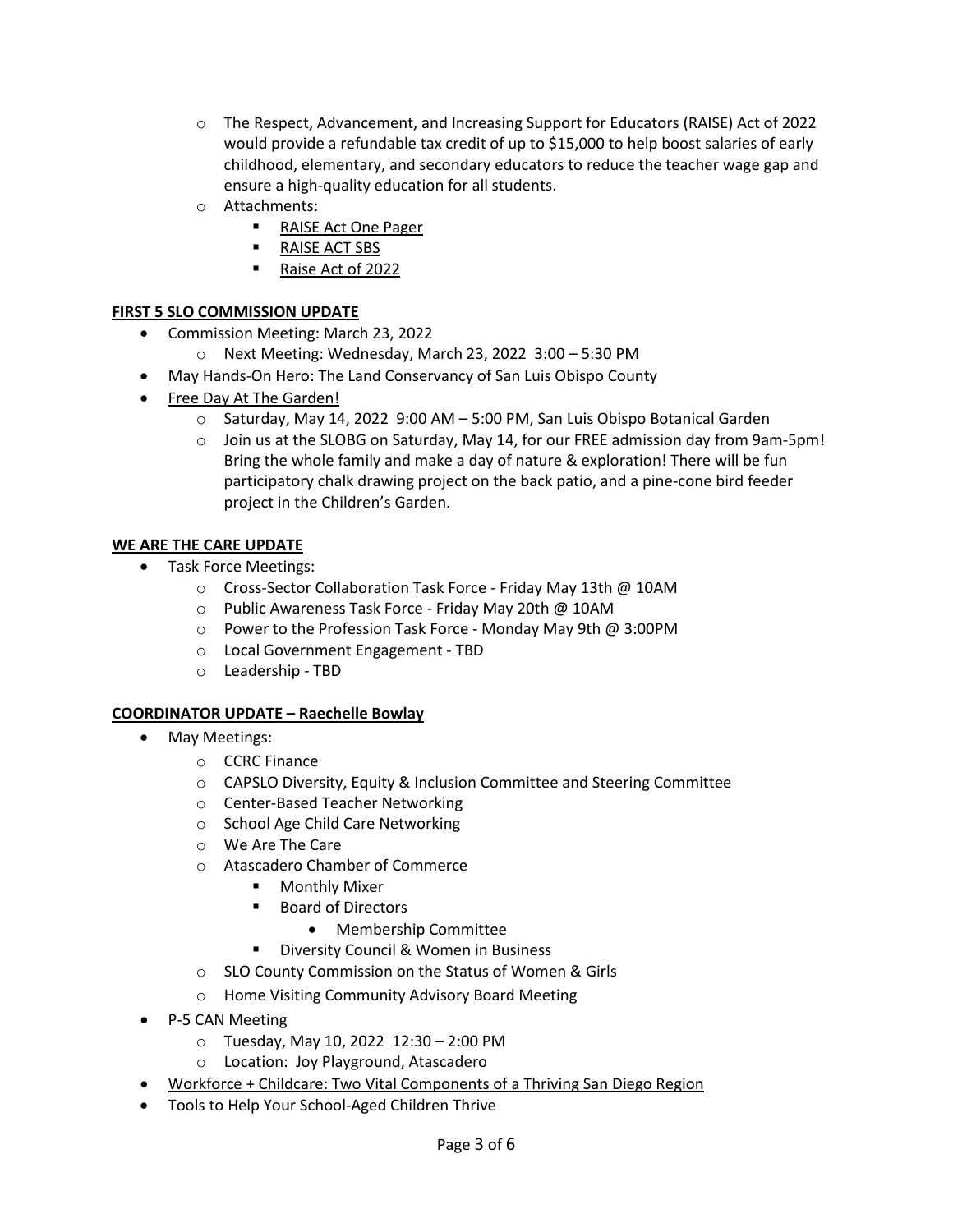- The Respect, Advancement, and Increasing Support for Educators (RAISE) Act of 2022 would provide a refundable tax credit of up to $15,000 to help boost salaries of early childhood, elementary, and secondary educators to reduce the teacher wage gap and ensure a high-quality education for all students.
   - Attachments:
     - RAISE Act One Pager
     - RAISE ACT SBS
     - Raise Act of 2022

**FIRST 5 SLO COMMISSION UPDATE**

- Commission Meeting: March 23, 2022
  - Next Meeting: Wednesday, March 23, 2022 3:00 – 5:30 PM
- May Hands-On Hero: The Land Conservancy of San Luis Obispo County
- Free Day At The Garden!
  - Saturday, May 14, 2022 9:00 AM – 5:00 PM, San Luis Obispo Botanical Garden
  - Join us at the SLOBG on Saturday, May 14, for our FREE admission day from 9am-5pm! Bring the whole family and make a day of nature & exploration! There will be fun participatory chalk drawing project on the back patio, and a pine-cone bird feeder project in the Children's Garden.

**WE ARE THE CARE UPDATE**

- Task Force Meetings:
  - Cross-Sector Collaboration Task Force - Friday May 13th @ 10AM
  - Public Awareness Task Force - Friday May 20th @ 10AM
  - Power to the Profession Task Force - Monday May 9th @ 3:00PM
  - Local Government Engagement - TBD
  - Leadership - TBD

**COORDINATOR UPDATE – Raechelle Bowlay**

- May Meetings:
  - CCRC Finance
  - CAPSLO Diversity, Equity & Inclusion Committee and Steering Committee
  - Center-Based Teacher Networking
  - School Age Child Care Networking
  - We Are The Care
  - Atascadero Chamber of Commerce
    - Monthly Mixer
    - Board of Directors
      - Membership Committee
    - Diversity Council & Women in Business
  - SLO County Commission on the Status of Women & Girls
  - Home Visiting Community Advisory Board Meeting
- P-5 CAN Meeting
  - Tuesday, May 10, 2022 12:30 – 2:00 PM
  - Location: Joy Playground, Atascadero
- Workforce + Childcare: Two Vital Components of a Thriving San Diego Region
- Tools to Help Your School-Aged Children Thrive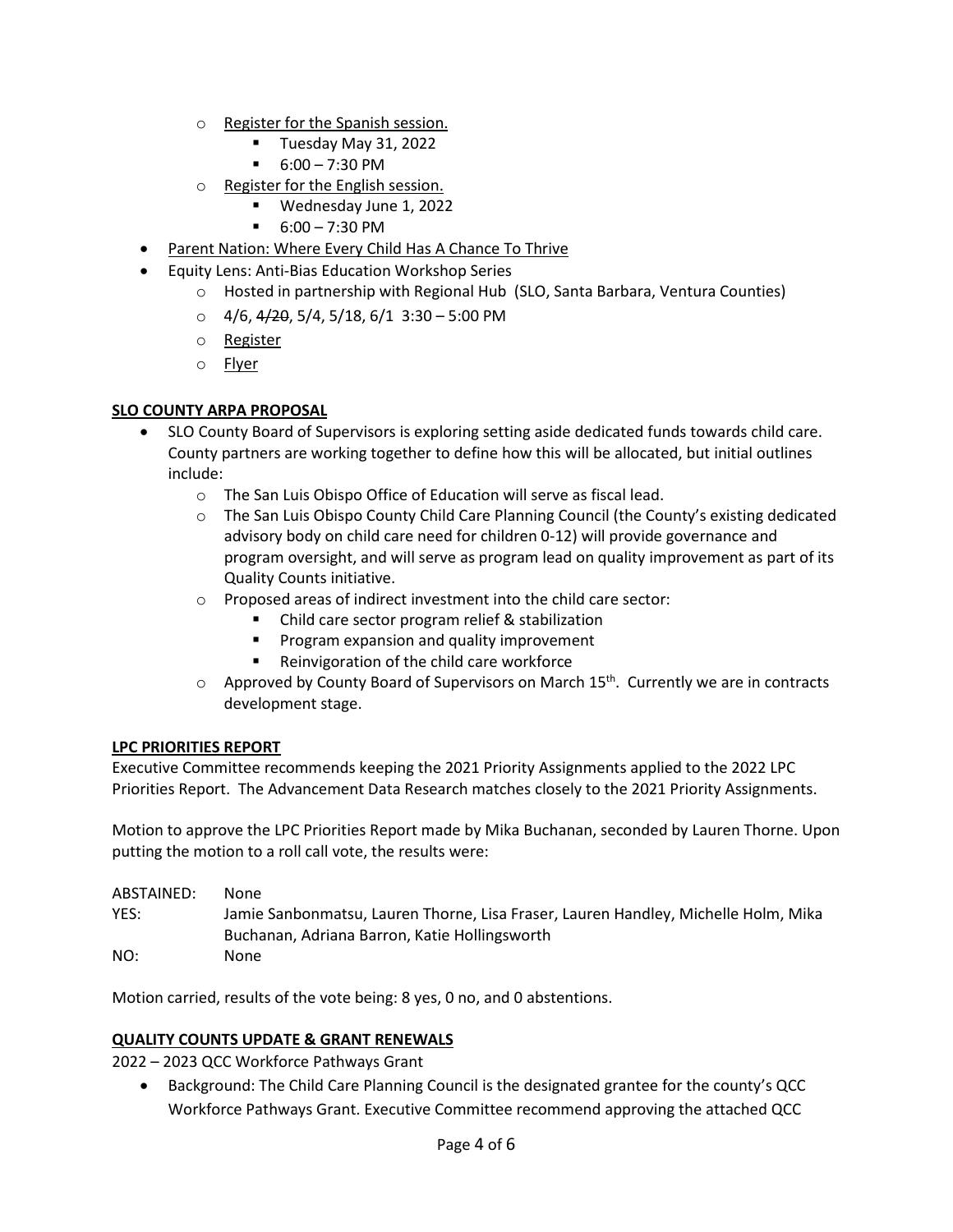- Register for the Spanish session.
  - Tuesday May 31, 2022
  - 6:00 – 7:30 PM
- Register for the English session.
  - Wednesday June 1, 2022
  - 6:00 – 7:30 PM

- Parent Nation: Where Every Child Has A Chance To Thrive
- Equity Lens: Anti-Bias Education Workshop Series
  - Hosted in partnership with Regional Hub (SLO, Santa Barbara, Ventura Counties)
  - 4/6, ~~4/20~~, 5/4, 5/18, 6/1 3:30 – 5:00 PM
  - Register
  - Flyer

**SLO COUNTY ARPA PROPOSAL**

- SLO County Board of Supervisors is exploring setting aside dedicated funds towards child care. County partners are working together to define how this will be allocated, but initial outlines include:
  - The San Luis Obispo Office of Education will serve as fiscal lead.
  - The San Luis Obispo County Child Care Planning Council (the County's existing dedicated advisory body on child care need for children 0-12) will provide governance and program oversight, and will serve as program lead on quality improvement as part of its Quality Counts initiative.
  - Proposed areas of indirect investment into the child care sector:
    - Child care sector program relief & stabilization
    - Program expansion and quality improvement
    - Reinvigoration of the child care workforce
  - Approved by County Board of Supervisors on March 15th. Currently we are in contracts development stage.

**LPC PRIORITIES REPORT**

Executive Committee recommends keeping the 2021 Priority Assignments applied to the 2022 LPC Priorities Report. The Advancement Data Research matches closely to the 2021 Priority Assignments.

Motion to approve the LPC Priorities Report made by Mika Buchanan, seconded by Lauren Thorne. Upon putting the motion to a roll call vote, the results were:

ABSTAINED: None
YES: Jamie Sanbonmatsu, Lauren Thorne, Lisa Fraser, Lauren Handley, Michelle Holm, Mika Buchanan, Adriana Barron, Katie Hollingsworth
NO: None

Motion carried, results of the vote being: 8 yes, 0 no, and 0 abstentions.

**QUALITY COUNTS UPDATE & GRANT RENEWALS**

2022 – 2023 QCC Workforce Pathways Grant

- Background: The Child Care Planning Council is the designated grantee for the county's QCC Workforce Pathways Grant. Executive Committee recommend approving the attached QCC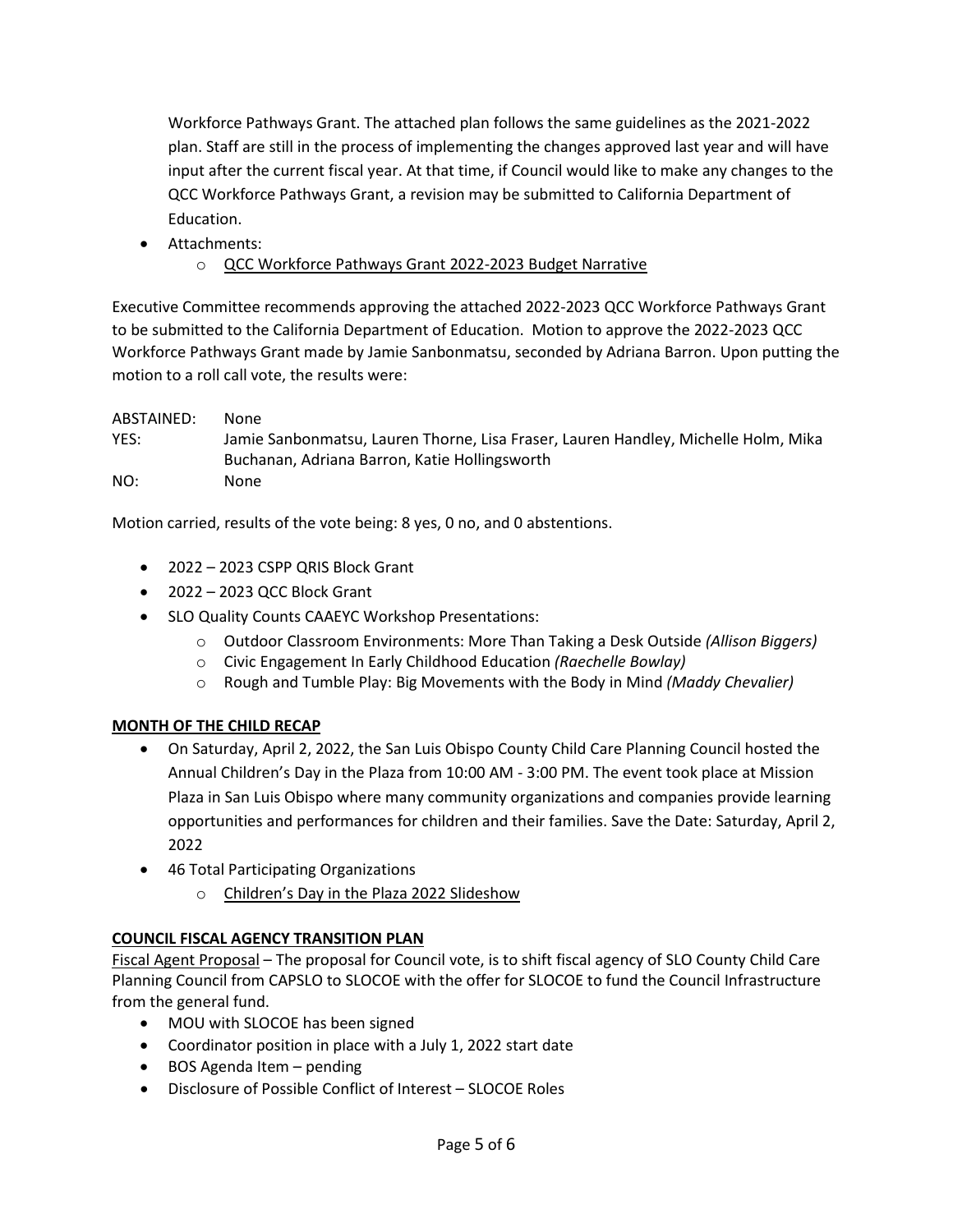Workforce Pathways Grant. The attached plan follows the same guidelines as the 2021-2022 plan. Staff are still in the process of implementing the changes approved last year and will have input after the current fiscal year. At that time, if Council would like to make any changes to the QCC Workforce Pathways Grant, a revision may be submitted to California Department of Education.

- Attachments:
  - QCC Workforce Pathways Grant 2022-2023 Budget Narrative

Executive Committee recommends approving the attached 2022-2023 QCC Workforce Pathways Grant to be submitted to the California Department of Education. Motion to approve the 2022-2023 QCC Workforce Pathways Grant made by Jamie Sanbonmatsu, seconded by Adriana Barron. Upon putting the motion to a roll call vote, the results were:

ABSTAINED: None
YES: Jamie Sanbonmatsu, Lauren Thorne, Lisa Fraser, Lauren Handley, Michelle Holm, Mika Buchanan, Adriana Barron, Katie Hollingsworth
NO: None

Motion carried, results of the vote being: 8 yes, 0 no, and 0 abstentions.

- 2022 – 2023 CSPP QRIS Block Grant
- 2022 – 2023 QCC Block Grant
- SLO Quality Counts CAAEYC Workshop Presentations:
  - Outdoor Classroom Environments: More Than Taking a Desk Outside *(Allison Biggers)*
  - Civic Engagement In Early Childhood Education *(Raechelle Bowlay)*
  - Rough and Tumble Play: Big Movements with the Body in Mind *(Maddy Chevalier)*

**MONTH OF THE CHILD RECAP**

- On Saturday, April 2, 2022, the San Luis Obispo County Child Care Planning Council hosted the Annual Children's Day in the Plaza from 10:00 AM - 3:00 PM. The event took place at Mission Plaza in San Luis Obispo where many community organizations and companies provide learning opportunities and performances for children and their families. Save the Date: Saturday, April 2, 2022
- 46 Total Participating Organizations
  - Children's Day in the Plaza 2022 Slideshow

**COUNCIL FISCAL AGENCY TRANSITION PLAN**

Fiscal Agent Proposal – The proposal for Council vote, is to shift fiscal agency of SLO County Child Care Planning Council from CAPSLO to SLOCOE with the offer for SLOCOE to fund the Council Infrastructure from the general fund.

- MOU with SLOCOE has been signed
- Coordinator position in place with a July 1, 2022 start date
- BOS Agenda Item – pending
- Disclosure of Possible Conflict of Interest – SLOCOE Roles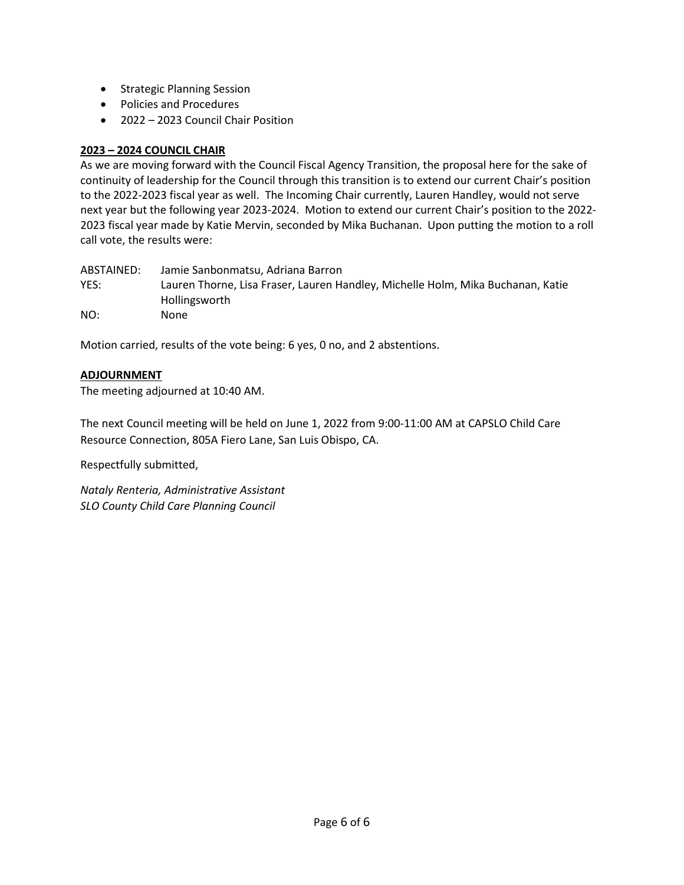- Strategic Planning Session
- Policies and Procedures
- 2022 – 2023 Council Chair Position

**2023 – 2024 COUNCIL CHAIR**

As we are moving forward with the Council Fiscal Agency Transition, the proposal here for the sake of continuity of leadership for the Council through this transition is to extend our current Chair's position to the 2022-2023 fiscal year as well. The Incoming Chair currently, Lauren Handley, would not serve next year but the following year 2023-2024. Motion to extend our current Chair's position to the 2022-2023 fiscal year made by Katie Mervin, seconded by Mika Buchanan. Upon putting the motion to a roll call vote, the results were:

| | |
|---|---|
| ABSTAINED: | Jamie Sanbonmatsu, Adriana Barron |
| YES: | Lauren Thorne, Lisa Fraser, Lauren Handley, Michelle Holm, Mika Buchanan, Katie Hollingsworth |
| NO: | None |

Motion carried, results of the vote being: 6 yes, 0 no, and 2 abstentions.

**ADJOURNMENT**

The meeting adjourned at 10:40 AM.

The next Council meeting will be held on June 1, 2022 from 9:00-11:00 AM at CAPSLO Child Care Resource Connection, 805A Fiero Lane, San Luis Obispo, CA.

Respectfully submitted,

*Nataly Renteria, Administrative Assistant*
*SLO County Child Care Planning Council*